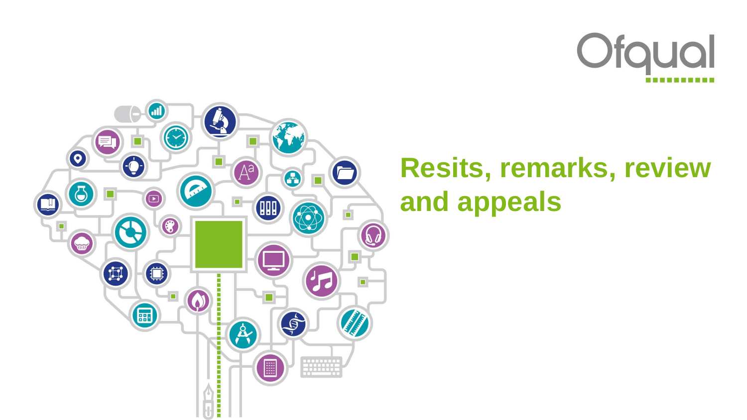Ofqual

# Resits, remarks, review and appeals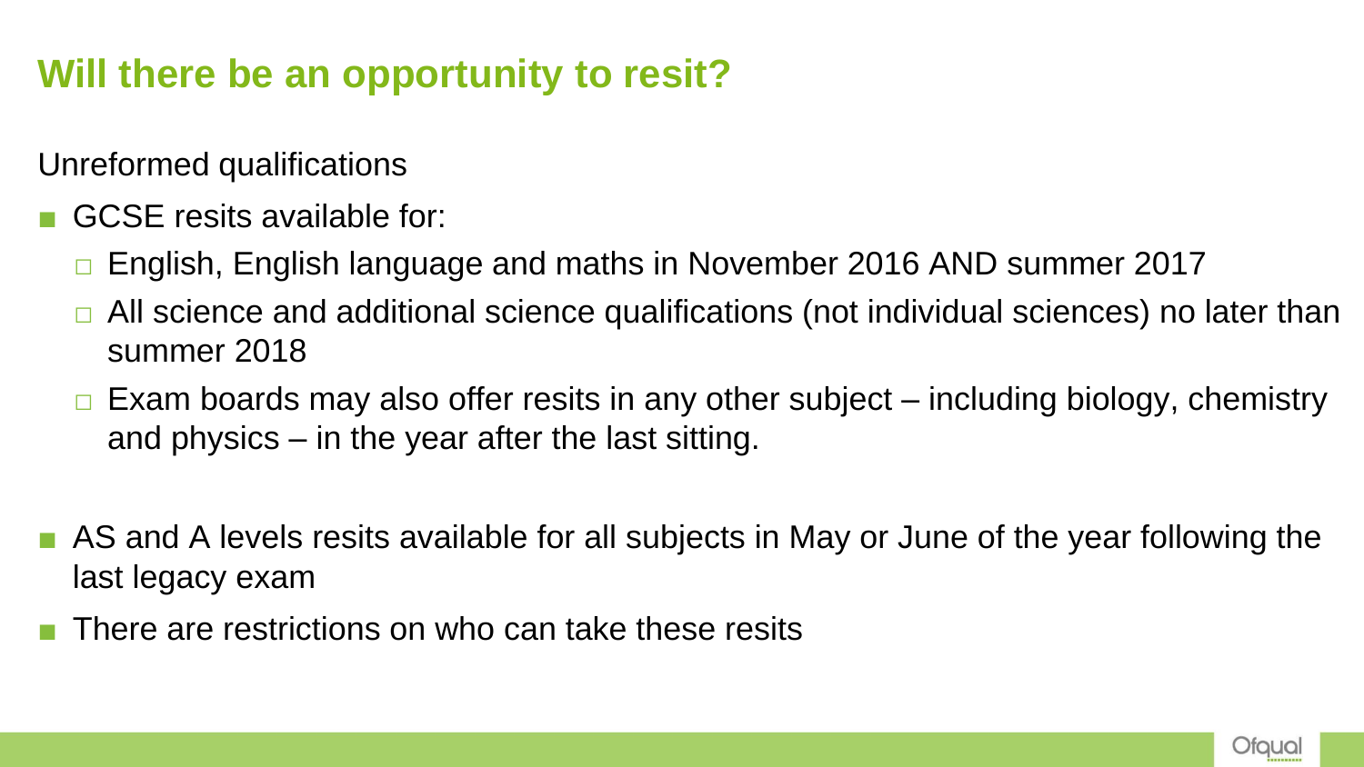## Will there be an opportunity to resit?

Unreformed qualifications

- GCSE resits available for:
  - English, English language and maths in November 2016 AND summer 2017
  - All science and additional science qualifications (not individual sciences) no later than summer 2018
  - Exam boards may also offer resits in any other subject – including biology, chemistry and physics – in the year after the last sitting.

- AS and A levels resits available for all subjects in May or June of the year following the last legacy exam
- There are restrictions on who can take these resits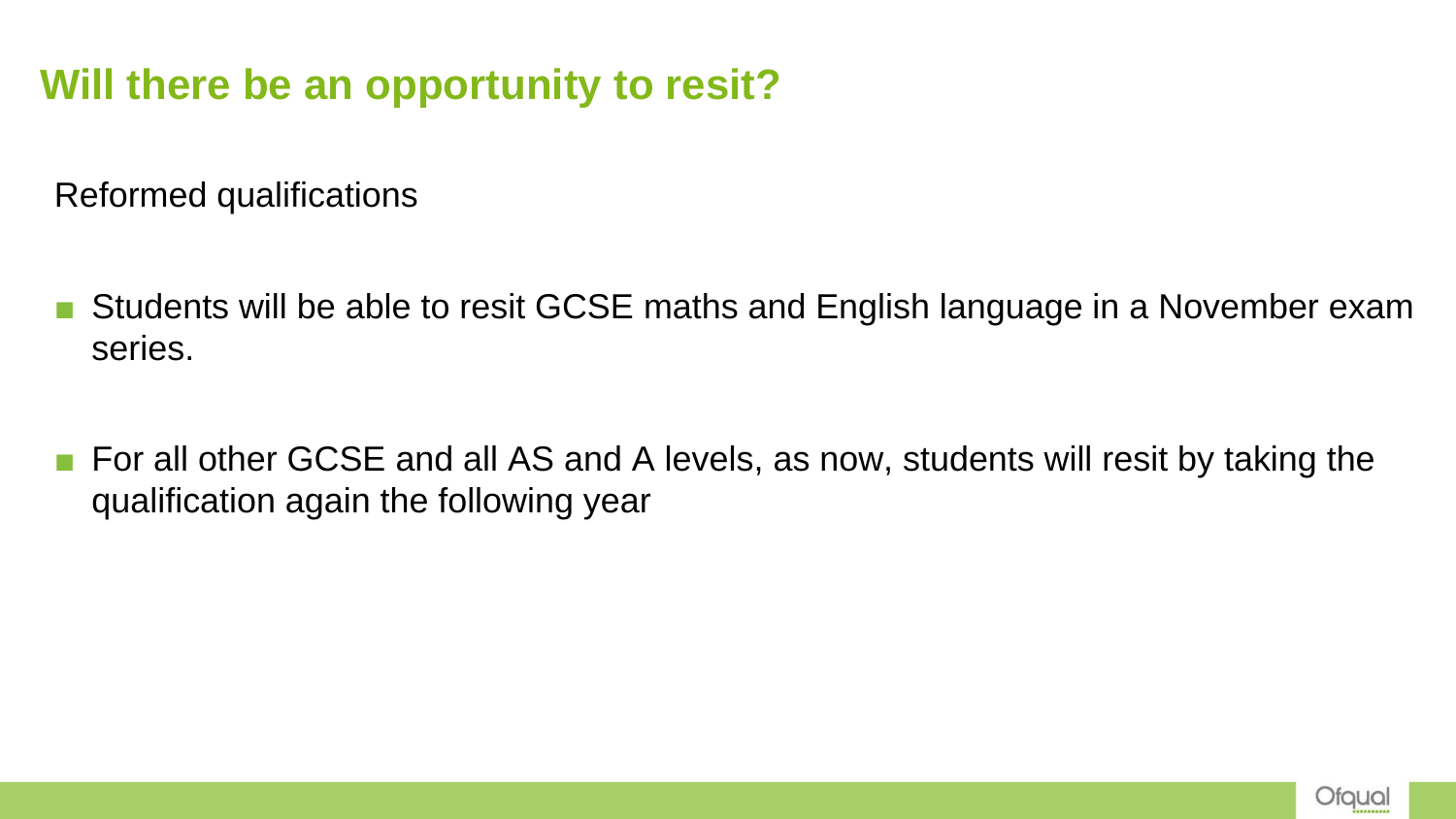## Will there be an opportunity to resit?

Reformed qualifications

- Students will be able to resit GCSE maths and English language in a November exam series.

- For all other GCSE and all AS and A levels, as now, students will resit by taking the qualification again the following year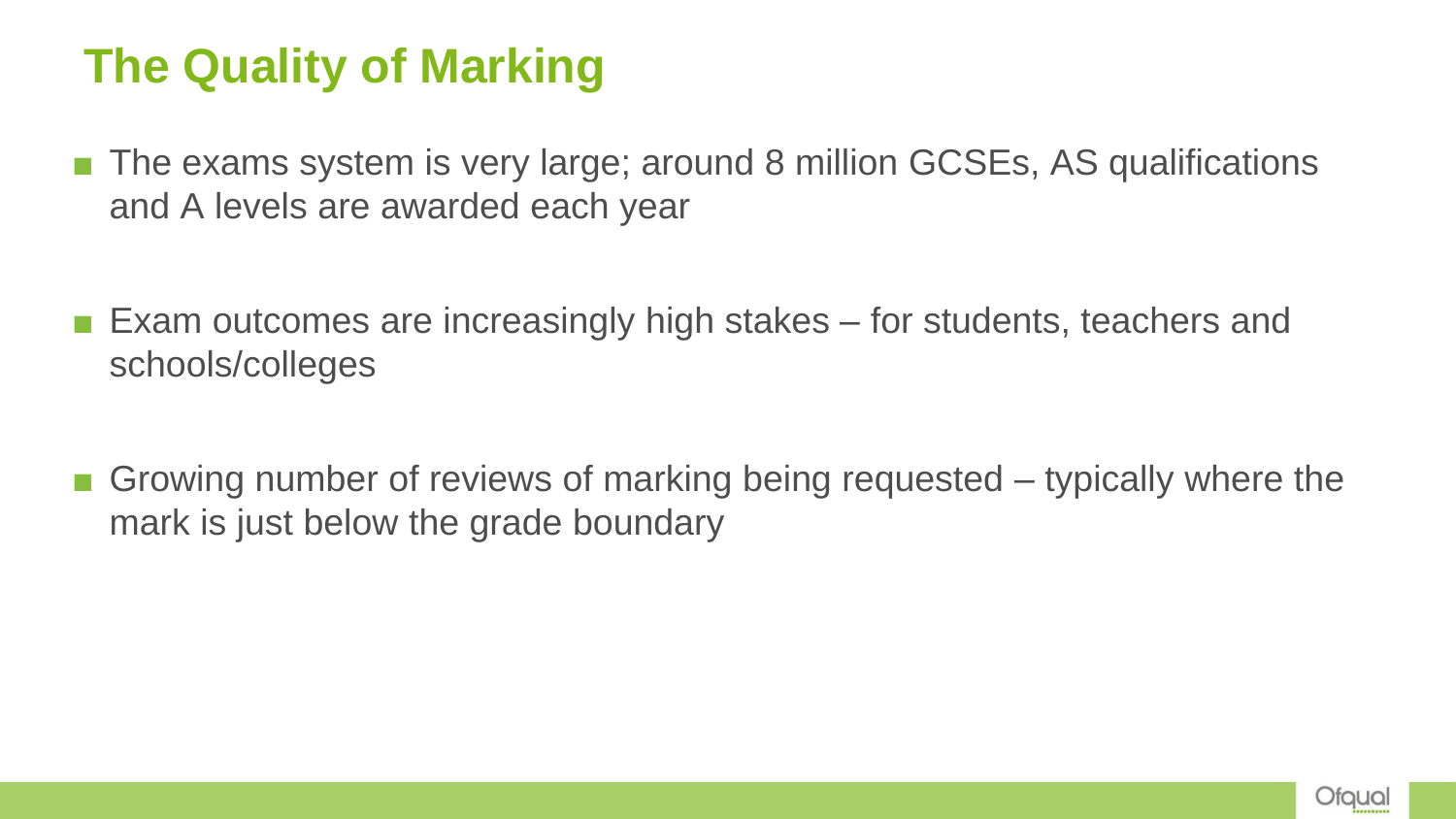# The Quality of Marking

- The exams system is very large; around 8 million GCSEs, AS qualifications and A levels are awarded each year

- Exam outcomes are increasingly high stakes – for students, teachers and schools/colleges

- Growing number of reviews of marking being requested – typically where the mark is just below the grade boundary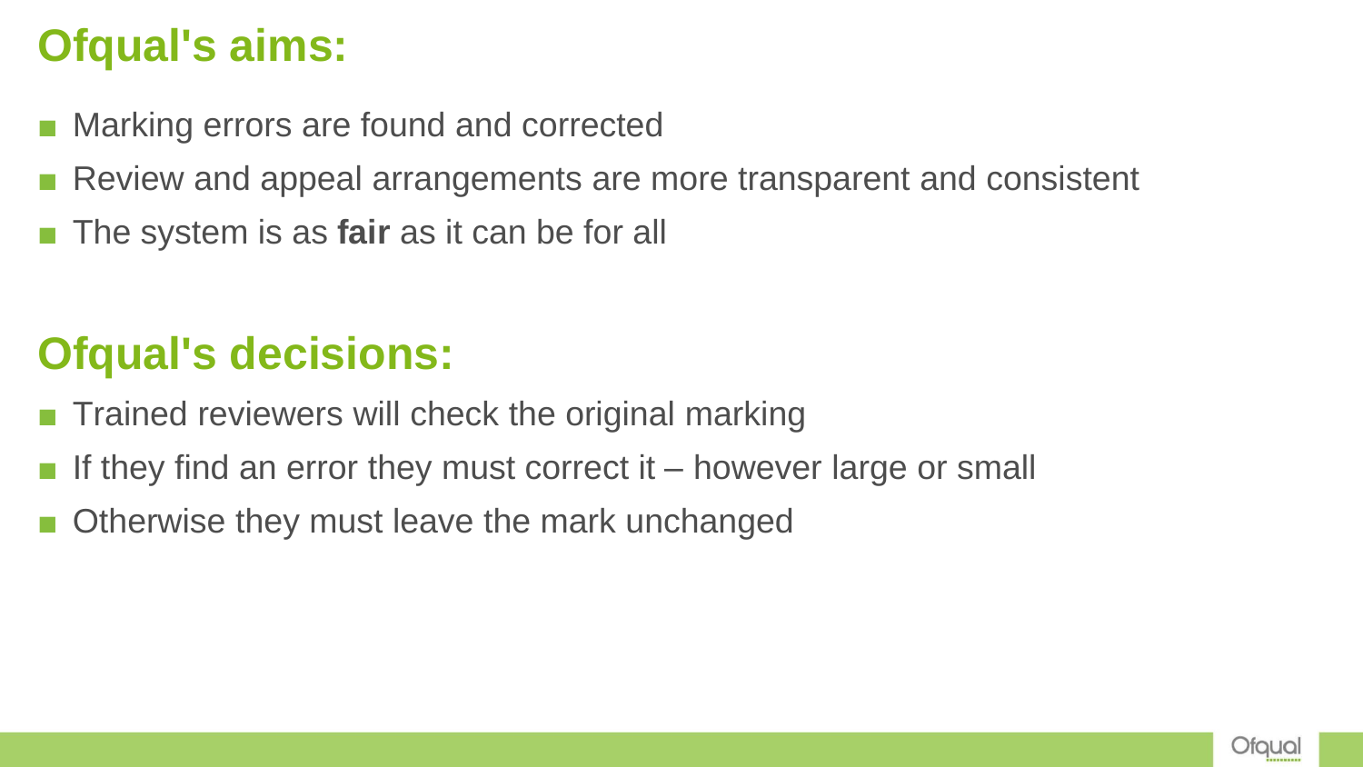## Ofqual's aims:

- Marking errors are found and corrected
- Review and appeal arrangements are more transparent and consistent
- The system is as **fair** as it can be for all

## Ofqual's decisions:

- Trained reviewers will check the original marking
- If they find an error they must correct it – however large or small
- Otherwise they must leave the mark unchanged